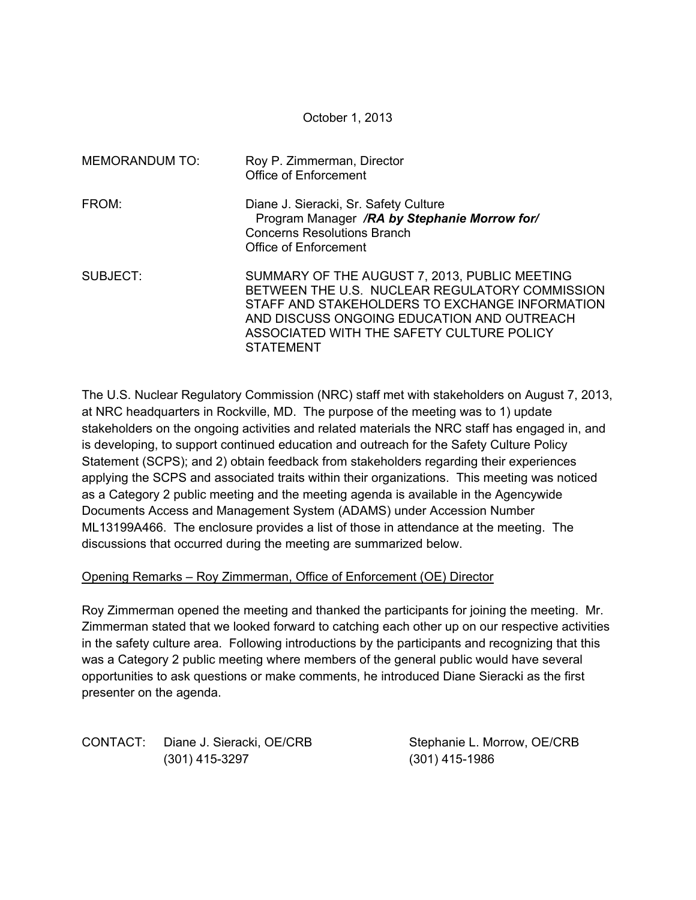October 1, 2013

MEMORANDUM TO: Roy P. Zimmerman, Director
Office of Enforcement

FROM: Diane J. Sieracki, Sr. Safety Culture
Program Manager ***/RA by Stephanie Morrow for/***
Concerns Resolutions Branch
Office of Enforcement

SUBJECT: SUMMARY OF THE AUGUST 7, 2013, PUBLIC MEETING BETWEEN THE U.S. NUCLEAR REGULATORY COMMISSION STAFF AND STAKEHOLDERS TO EXCHANGE INFORMATION AND DISCUSS ONGOING EDUCATION AND OUTREACH ASSOCIATED WITH THE SAFETY CULTURE POLICY STATEMENT

The U.S. Nuclear Regulatory Commission (NRC) staff met with stakeholders on August 7, 2013, at NRC headquarters in Rockville, MD. The purpose of the meeting was to 1) update stakeholders on the ongoing activities and related materials the NRC staff has engaged in, and is developing, to support continued education and outreach for the Safety Culture Policy Statement (SCPS); and 2) obtain feedback from stakeholders regarding their experiences applying the SCPS and associated traits within their organizations. This meeting was noticed as a Category 2 public meeting and the meeting agenda is available in the Agencywide Documents Access and Management System (ADAMS) under Accession Number ML13199A466. The enclosure provides a list of those in attendance at the meeting. The discussions that occurred during the meeting are summarized below.

<u>Opening Remarks – Roy Zimmerman, Office of Enforcement (OE) Director</u>

Roy Zimmerman opened the meeting and thanked the participants for joining the meeting. Mr. Zimmerman stated that we looked forward to catching each other up on our respective activities in the safety culture area. Following introductions by the participants and recognizing that this was a Category 2 public meeting where members of the general public would have several opportunities to ask questions or make comments, he introduced Diane Sieracki as the first presenter on the agenda.

CONTACT: Diane J. Sieracki, OE/CRB
(301) 415-3297

Stephanie L. Morrow, OE/CRB
(301) 415-1986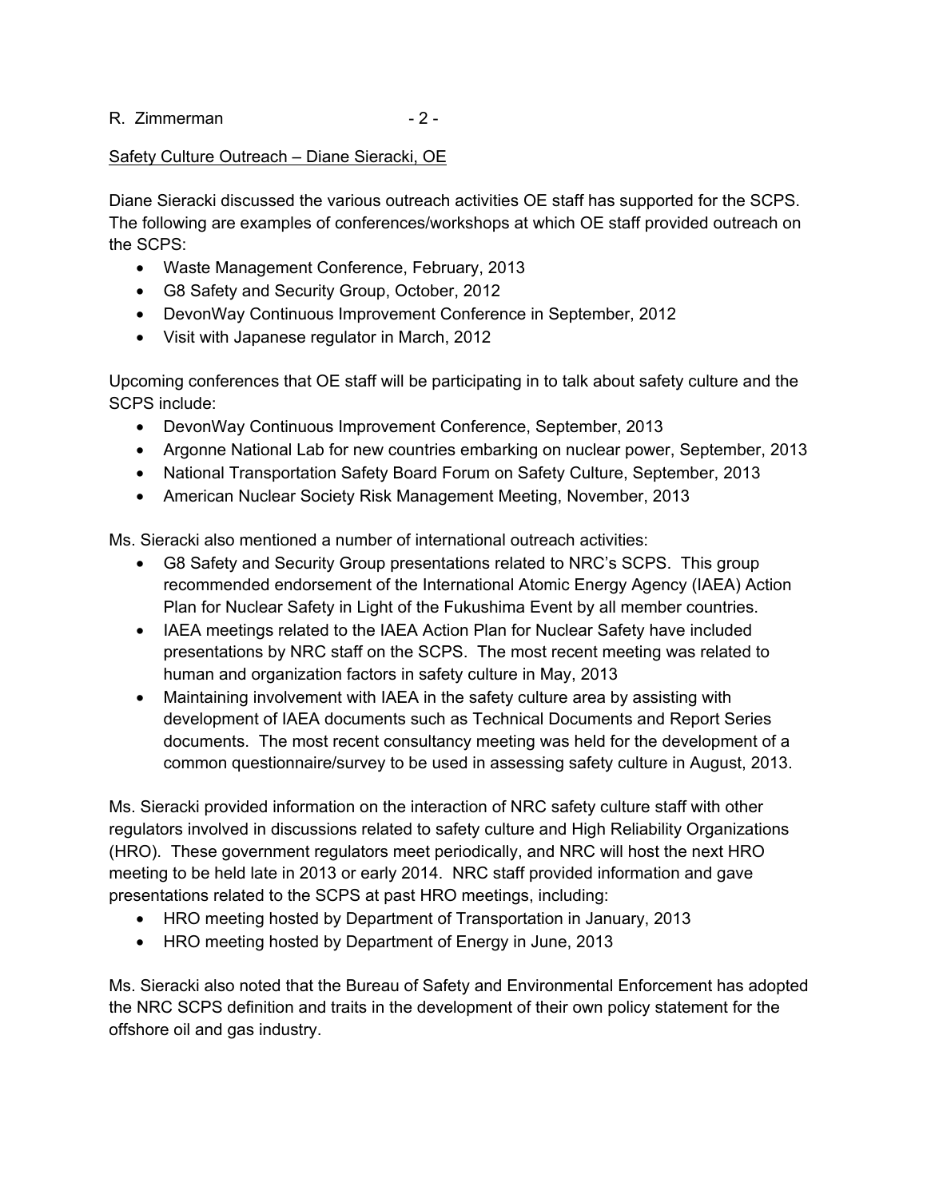Safety Culture Outreach – Diane Sieracki, OE

Diane Sieracki discussed the various outreach activities OE staff has supported for the SCPS. The following are examples of conferences/workshops at which OE staff provided outreach on the SCPS:

- Waste Management Conference, February, 2013
- G8 Safety and Security Group, October, 2012
- DevonWay Continuous Improvement Conference in September, 2012
- Visit with Japanese regulator in March, 2012

Upcoming conferences that OE staff will be participating in to talk about safety culture and the SCPS include:

- DevonWay Continuous Improvement Conference, September, 2013
- Argonne National Lab for new countries embarking on nuclear power, September, 2013
- National Transportation Safety Board Forum on Safety Culture, September, 2013
- American Nuclear Society Risk Management Meeting, November, 2013

Ms. Sieracki also mentioned a number of international outreach activities:

- G8 Safety and Security Group presentations related to NRC's SCPS. This group recommended endorsement of the International Atomic Energy Agency (IAEA) Action Plan for Nuclear Safety in Light of the Fukushima Event by all member countries.
- IAEA meetings related to the IAEA Action Plan for Nuclear Safety have included presentations by NRC staff on the SCPS. The most recent meeting was related to human and organization factors in safety culture in May, 2013
- Maintaining involvement with IAEA in the safety culture area by assisting with development of IAEA documents such as Technical Documents and Report Series documents. The most recent consultancy meeting was held for the development of a common questionnaire/survey to be used in assessing safety culture in August, 2013.

Ms. Sieracki provided information on the interaction of NRC safety culture staff with other regulators involved in discussions related to safety culture and High Reliability Organizations (HRO). These government regulators meet periodically, and NRC will host the next HRO meeting to be held late in 2013 or early 2014. NRC staff provided information and gave presentations related to the SCPS at past HRO meetings, including:

- HRO meeting hosted by Department of Transportation in January, 2013
- HRO meeting hosted by Department of Energy in June, 2013

Ms. Sieracki also noted that the Bureau of Safety and Environmental Enforcement has adopted the NRC SCPS definition and traits in the development of their own policy statement for the offshore oil and gas industry.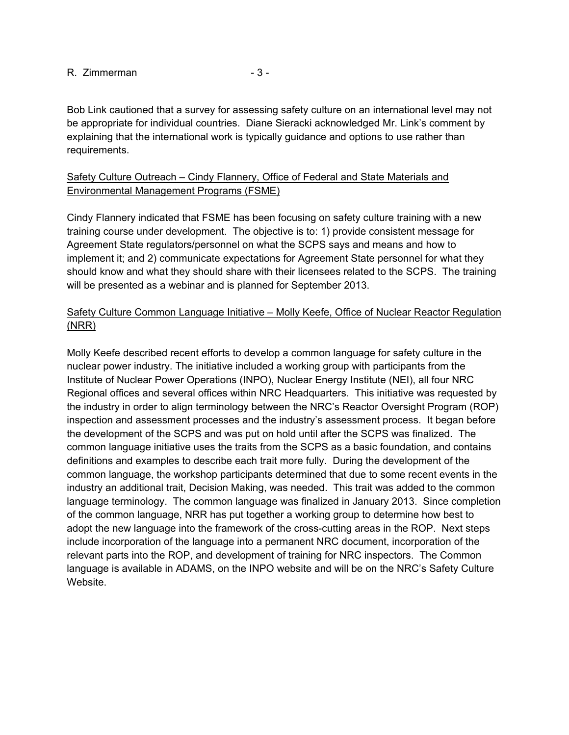Bob Link cautioned that a survey for assessing safety culture on an international level may not be appropriate for individual countries. Diane Sieracki acknowledged Mr. Link's comment by explaining that the international work is typically guidance and options to use rather than requirements.

<u>Safety Culture Outreach – Cindy Flannery, Office of Federal and State Materials and Environmental Management Programs (FSME)</u>

Cindy Flannery indicated that FSME has been focusing on safety culture training with a new training course under development. The objective is to: 1) provide consistent message for Agreement State regulators/personnel on what the SCPS says and means and how to implement it; and 2) communicate expectations for Agreement State personnel for what they should know and what they should share with their licensees related to the SCPS. The training will be presented as a webinar and is planned for September 2013.

<u>Safety Culture Common Language Initiative – Molly Keefe, Office of Nuclear Reactor Regulation (NRR)</u>

Molly Keefe described recent efforts to develop a common language for safety culture in the nuclear power industry. The initiative included a working group with participants from the Institute of Nuclear Power Operations (INPO), Nuclear Energy Institute (NEI), all four NRC Regional offices and several offices within NRC Headquarters. This initiative was requested by the industry in order to align terminology between the NRC's Reactor Oversight Program (ROP) inspection and assessment processes and the industry's assessment process. It began before the development of the SCPS and was put on hold until after the SCPS was finalized. The common language initiative uses the traits from the SCPS as a basic foundation, and contains definitions and examples to describe each trait more fully. During the development of the common language, the workshop participants determined that due to some recent events in the industry an additional trait, Decision Making, was needed. This trait was added to the common language terminology. The common language was finalized in January 2013. Since completion of the common language, NRR has put together a working group to determine how best to adopt the new language into the framework of the cross-cutting areas in the ROP. Next steps include incorporation of the language into a permanent NRC document, incorporation of the relevant parts into the ROP, and development of training for NRC inspectors. The Common language is available in ADAMS, on the INPO website and will be on the NRC's Safety Culture Website.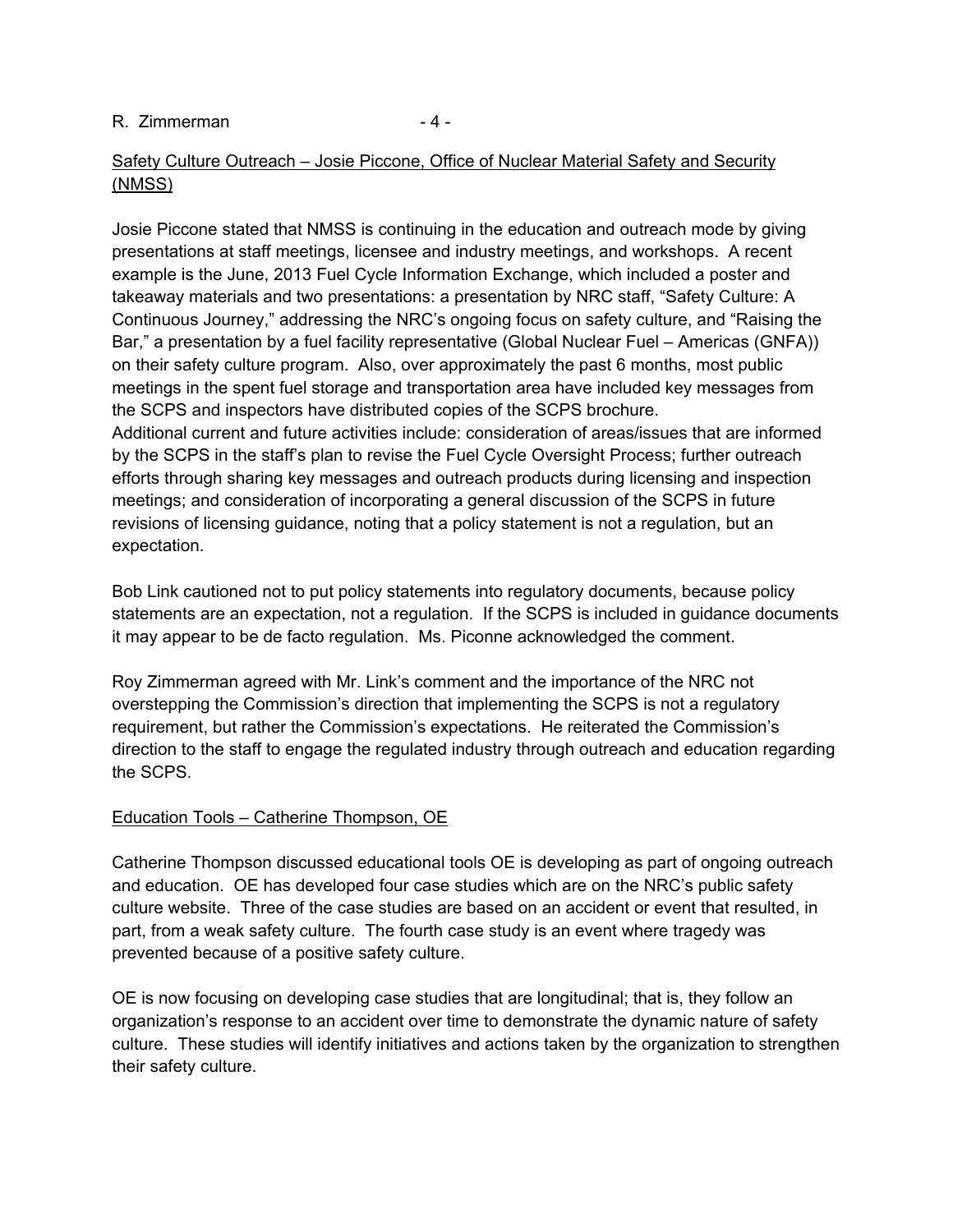Safety Culture Outreach – Josie Piccone, Office of Nuclear Material Safety and Security (NMSS)

Josie Piccone stated that NMSS is continuing in the education and outreach mode by giving presentations at staff meetings, licensee and industry meetings, and workshops. A recent example is the June, 2013 Fuel Cycle Information Exchange, which included a poster and takeaway materials and two presentations: a presentation by NRC staff, "Safety Culture: A Continuous Journey," addressing the NRC's ongoing focus on safety culture, and "Raising the Bar," a presentation by a fuel facility representative (Global Nuclear Fuel – Americas (GNFA)) on their safety culture program. Also, over approximately the past 6 months, most public meetings in the spent fuel storage and transportation area have included key messages from the SCPS and inspectors have distributed copies of the SCPS brochure.
Additional current and future activities include: consideration of areas/issues that are informed by the SCPS in the staff's plan to revise the Fuel Cycle Oversight Process; further outreach efforts through sharing key messages and outreach products during licensing and inspection meetings; and consideration of incorporating a general discussion of the SCPS in future revisions of licensing guidance, noting that a policy statement is not a regulation, but an expectation.

Bob Link cautioned not to put policy statements into regulatory documents, because policy statements are an expectation, not a regulation. If the SCPS is included in guidance documents it may appear to be de facto regulation. Ms. Piconne acknowledged the comment.

Roy Zimmerman agreed with Mr. Link's comment and the importance of the NRC not overstepping the Commission's direction that implementing the SCPS is not a regulatory requirement, but rather the Commission's expectations. He reiterated the Commission's direction to the staff to engage the regulated industry through outreach and education regarding the SCPS.

Education Tools – Catherine Thompson, OE

Catherine Thompson discussed educational tools OE is developing as part of ongoing outreach and education. OE has developed four case studies which are on the NRC's public safety culture website. Three of the case studies are based on an accident or event that resulted, in part, from a weak safety culture. The fourth case study is an event where tragedy was prevented because of a positive safety culture.

OE is now focusing on developing case studies that are longitudinal; that is, they follow an organization's response to an accident over time to demonstrate the dynamic nature of safety culture. These studies will identify initiatives and actions taken by the organization to strengthen their safety culture.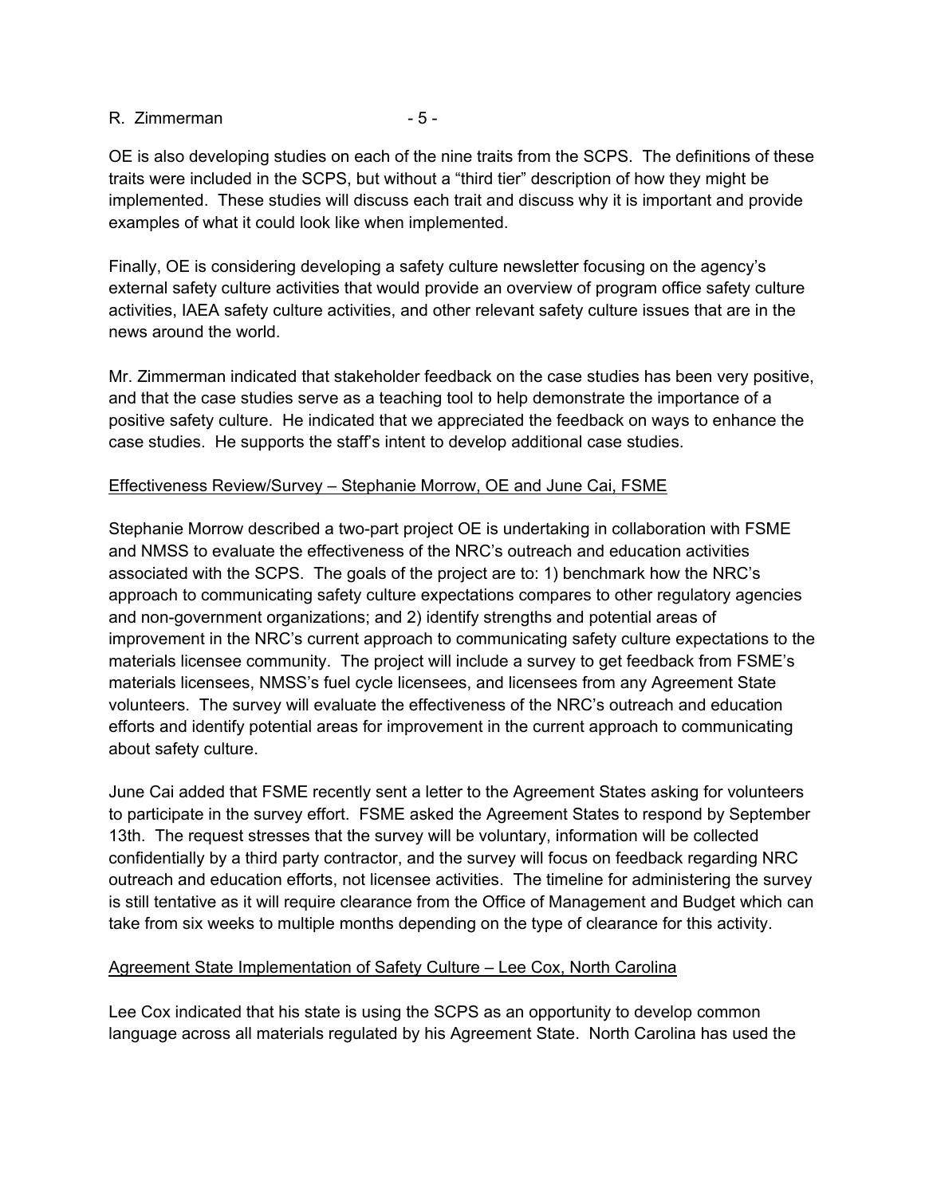OE is also developing studies on each of the nine traits from the SCPS. The definitions of these traits were included in the SCPS, but without a "third tier" description of how they might be implemented. These studies will discuss each trait and discuss why it is important and provide examples of what it could look like when implemented.

Finally, OE is considering developing a safety culture newsletter focusing on the agency's external safety culture activities that would provide an overview of program office safety culture activities, IAEA safety culture activities, and other relevant safety culture issues that are in the news around the world.

Mr. Zimmerman indicated that stakeholder feedback on the case studies has been very positive, and that the case studies serve as a teaching tool to help demonstrate the importance of a positive safety culture. He indicated that we appreciated the feedback on ways to enhance the case studies. He supports the staff's intent to develop additional case studies.

Effectiveness Review/Survey – Stephanie Morrow, OE and June Cai, FSME

Stephanie Morrow described a two-part project OE is undertaking in collaboration with FSME and NMSS to evaluate the effectiveness of the NRC's outreach and education activities associated with the SCPS. The goals of the project are to: 1) benchmark how the NRC's approach to communicating safety culture expectations compares to other regulatory agencies and non-government organizations; and 2) identify strengths and potential areas of improvement in the NRC's current approach to communicating safety culture expectations to the materials licensee community. The project will include a survey to get feedback from FSME's materials licensees, NMSS's fuel cycle licensees, and licensees from any Agreement State volunteers. The survey will evaluate the effectiveness of the NRC's outreach and education efforts and identify potential areas for improvement in the current approach to communicating about safety culture.

June Cai added that FSME recently sent a letter to the Agreement States asking for volunteers to participate in the survey effort. FSME asked the Agreement States to respond by September 13th. The request stresses that the survey will be voluntary, information will be collected confidentially by a third party contractor, and the survey will focus on feedback regarding NRC outreach and education efforts, not licensee activities. The timeline for administering the survey is still tentative as it will require clearance from the Office of Management and Budget which can take from six weeks to multiple months depending on the type of clearance for this activity.

Agreement State Implementation of Safety Culture – Lee Cox, North Carolina

Lee Cox indicated that his state is using the SCPS as an opportunity to develop common language across all materials regulated by his Agreement State. North Carolina has used the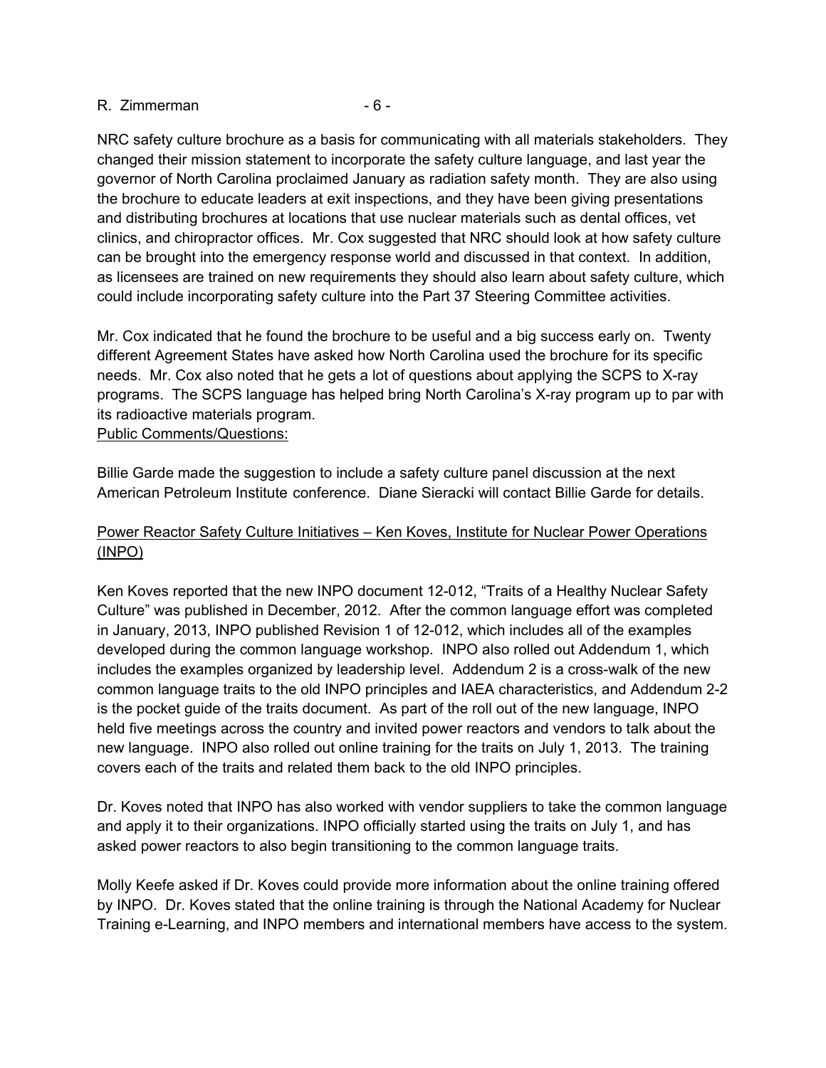NRC safety culture brochure as a basis for communicating with all materials stakeholders. They changed their mission statement to incorporate the safety culture language, and last year the governor of North Carolina proclaimed January as radiation safety month. They are also using the brochure to educate leaders at exit inspections, and they have been giving presentations and distributing brochures at locations that use nuclear materials such as dental offices, vet clinics, and chiropractor offices. Mr. Cox suggested that NRC should look at how safety culture can be brought into the emergency response world and discussed in that context. In addition, as licensees are trained on new requirements they should also learn about safety culture, which could include incorporating safety culture into the Part 37 Steering Committee activities.

Mr. Cox indicated that he found the brochure to be useful and a big success early on. Twenty different Agreement States have asked how North Carolina used the brochure for its specific needs. Mr. Cox also noted that he gets a lot of questions about applying the SCPS to X-ray programs. The SCPS language has helped bring North Carolina's X-ray program up to par with its radioactive materials program.

<u>Public Comments/Questions:</u>

Billie Garde made the suggestion to include a safety culture panel discussion at the next American Petroleum Institute conference. Diane Sieracki will contact Billie Garde for details.

<u>Power Reactor Safety Culture Initiatives – Ken Koves, Institute for Nuclear Power Operations (INPO)</u>

Ken Koves reported that the new INPO document 12-012, "Traits of a Healthy Nuclear Safety Culture" was published in December, 2012. After the common language effort was completed in January, 2013, INPO published Revision 1 of 12-012, which includes all of the examples developed during the common language workshop. INPO also rolled out Addendum 1, which includes the examples organized by leadership level. Addendum 2 is a cross-walk of the new common language traits to the old INPO principles and IAEA characteristics, and Addendum 2-2 is the pocket guide of the traits document. As part of the roll out of the new language, INPO held five meetings across the country and invited power reactors and vendors to talk about the new language. INPO also rolled out online training for the traits on July 1, 2013. The training covers each of the traits and related them back to the old INPO principles.

Dr. Koves noted that INPO has also worked with vendor suppliers to take the common language and apply it to their organizations. INPO officially started using the traits on July 1, and has asked power reactors to also begin transitioning to the common language traits.

Molly Keefe asked if Dr. Koves could provide more information about the online training offered by INPO. Dr. Koves stated that the online training is through the National Academy for Nuclear Training e-Learning, and INPO members and international members have access to the system.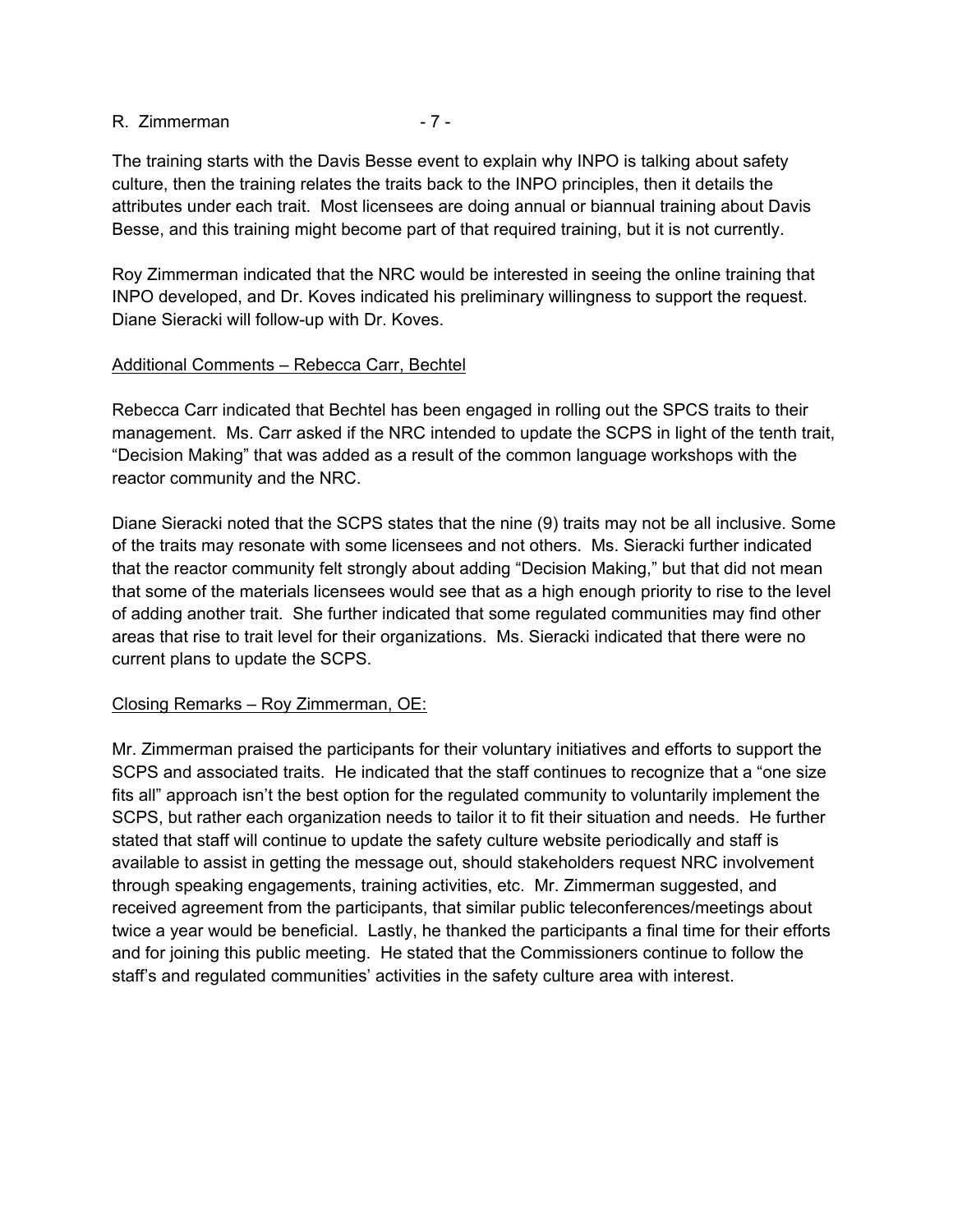The training starts with the Davis Besse event to explain why INPO is talking about safety culture, then the training relates the traits back to the INPO principles, then it details the attributes under each trait. Most licensees are doing annual or biannual training about Davis Besse, and this training might become part of that required training, but it is not currently.

Roy Zimmerman indicated that the NRC would be interested in seeing the online training that INPO developed, and Dr. Koves indicated his preliminary willingness to support the request. Diane Sieracki will follow-up with Dr. Koves.

<u>Additional Comments – Rebecca Carr, Bechtel</u>

Rebecca Carr indicated that Bechtel has been engaged in rolling out the SPCS traits to their management. Ms. Carr asked if the NRC intended to update the SCPS in light of the tenth trait, "Decision Making" that was added as a result of the common language workshops with the reactor community and the NRC.

Diane Sieracki noted that the SCPS states that the nine (9) traits may not be all inclusive. Some of the traits may resonate with some licensees and not others. Ms. Sieracki further indicated that the reactor community felt strongly about adding "Decision Making," but that did not mean that some of the materials licensees would see that as a high enough priority to rise to the level of adding another trait. She further indicated that some regulated communities may find other areas that rise to trait level for their organizations. Ms. Sieracki indicated that there were no current plans to update the SCPS.

<u>Closing Remarks – Roy Zimmerman, OE:</u>

Mr. Zimmerman praised the participants for their voluntary initiatives and efforts to support the SCPS and associated traits. He indicated that the staff continues to recognize that a "one size fits all" approach isn't the best option for the regulated community to voluntarily implement the SCPS, but rather each organization needs to tailor it to fit their situation and needs. He further stated that staff will continue to update the safety culture website periodically and staff is available to assist in getting the message out, should stakeholders request NRC involvement through speaking engagements, training activities, etc. Mr. Zimmerman suggested, and received agreement from the participants, that similar public teleconferences/meetings about twice a year would be beneficial. Lastly, he thanked the participants a final time for their efforts and for joining this public meeting. He stated that the Commissioners continue to follow the staff's and regulated communities' activities in the safety culture area with interest.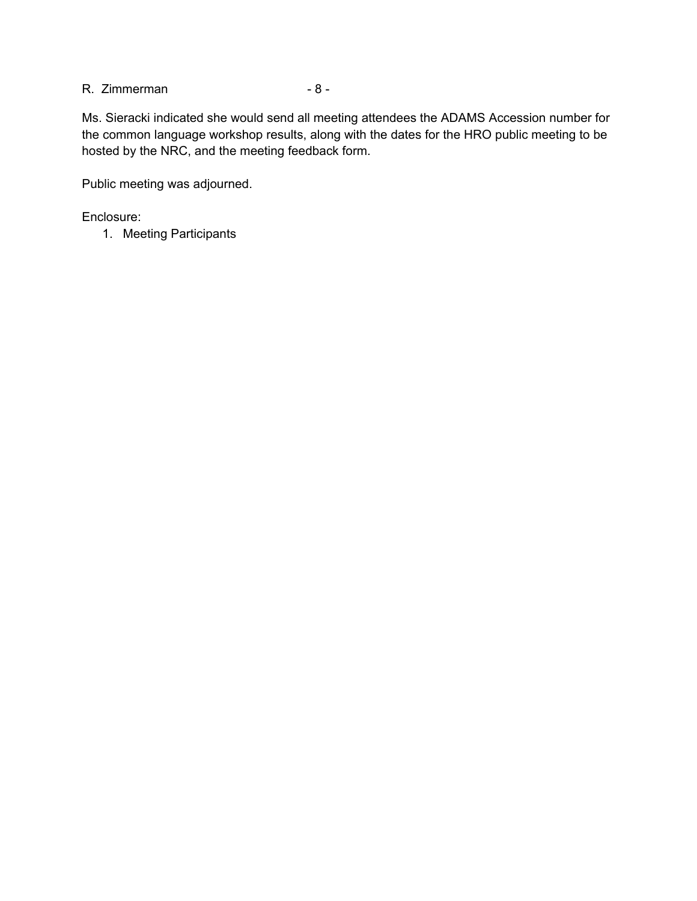Ms. Sieracki indicated she would send all meeting attendees the ADAMS Accession number for the common language workshop results, along with the dates for the HRO public meeting to be hosted by the NRC, and the meeting feedback form.

Public meeting was adjourned.

Enclosure:

1. Meeting Participants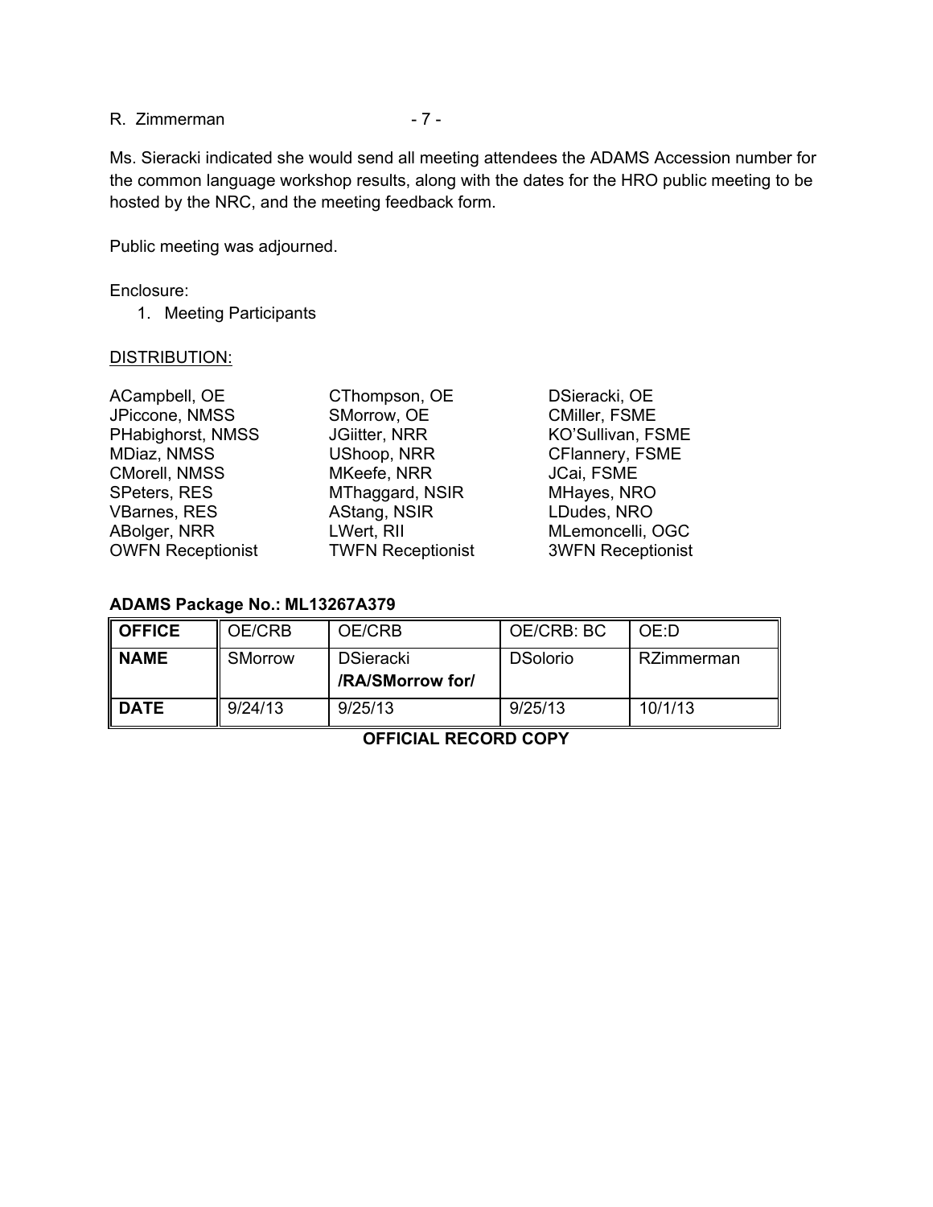Ms. Sieracki indicated she would send all meeting attendees the ADAMS Accession number for the common language workshop results, along with the dates for the HRO public meeting to be hosted by the NRC, and the meeting feedback form.

Public meeting was adjourned.

Enclosure:

1. Meeting Participants

DISTRIBUTION:

ACampbell, OE
JPiccone, NMSS
PHabighorst, NMSS
MDiaz, NMSS
CMorell, NMSS
SPeters, RES
VBarnes, RES
ABolger, NRR
OWFN Receptionist
CThompson, OE
SMorrow, OE
JGiitter, NRR
UShoop, NRR
MKeefe, NRR
MThaggard, NSIR
AStang, NSIR
LWert, RII
TWFN Receptionist
DSieracki, OE
CMiller, FSME
KO'Sullivan, FSME
CFlannery, FSME
JCai, FSME
MHayes, NRO
LDudes, NRO
MLemoncelli, OGC
3WFN Receptionist

**ADAMS Package No.: ML13267A379**

| **OFFICE** | OE/CRB | OE/CRB | OE/CRB: BC | OE:D |
|---|---|---|---|---|
| **NAME** | SMorrow | DSieracki **/RA/SMorrow for/** | DSolorio | RZimmerman |
| **DATE** | 9/24/13 | 9/25/13 | 9/25/13 | 10/1/13 |

**OFFICIAL RECORD COPY**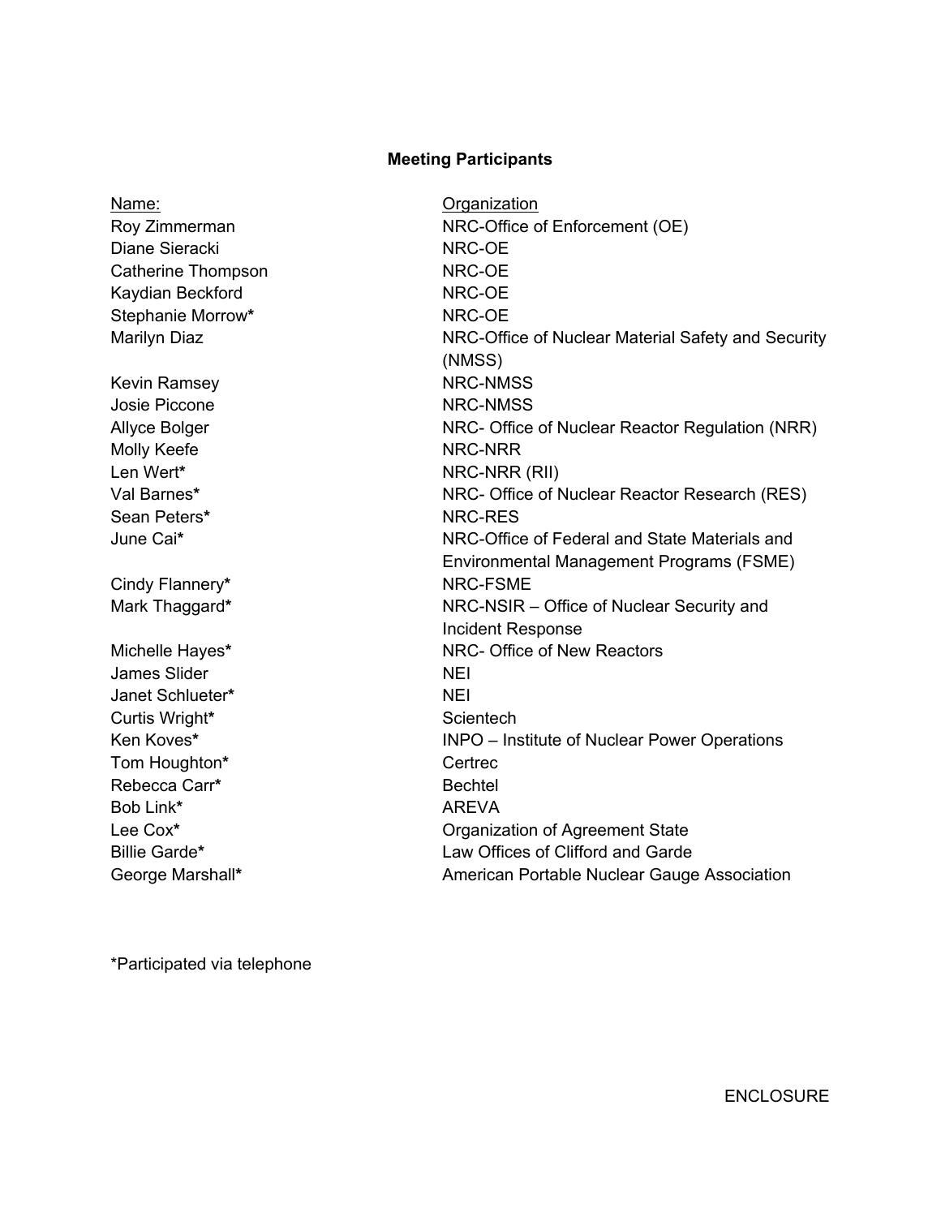## Meeting Participants

| Name: | Organization |
| --- | --- |
| Roy Zimmerman | NRC-Office of Enforcement (OE) |
| Diane Sieracki | NRC-OE |
| Catherine Thompson | NRC-OE |
| Kaydian Beckford | NRC-OE |
| Stephanie Morrow* | NRC-OE |
| Marilyn Diaz | NRC-Office of Nuclear Material Safety and Security (NMSS) |
| Kevin Ramsey | NRC-NMSS |
| Josie Piccone | NRC-NMSS |
| Allyce Bolger | NRC- Office of Nuclear Reactor Regulation (NRR) |
| Molly Keefe | NRC-NRR |
| Len Wert* | NRC-NRR (RII) |
| Val Barnes* | NRC- Office of Nuclear Reactor Research (RES) |
| Sean Peters* | NRC-RES |
| June Cai* | NRC-Office of Federal and State Materials and Environmental Management Programs (FSME) |
| Cindy Flannery* | NRC-FSME |
| Mark Thaggard* | NRC-NSIR – Office of Nuclear Security and Incident Response |
| Michelle Hayes* | NRC- Office of New Reactors |
| James Slider | NEI |
| Janet Schlueter* | NEI |
| Curtis Wright* | Scientech |
| Ken Koves* | INPO – Institute of Nuclear Power Operations |
| Tom Houghton* | Certrec |
| Rebecca Carr* | Bechtel |
| Bob Link* | AREVA |
| Lee Cox* | Organization of Agreement State |
| Billie Garde* | Law Offices of Clifford and Garde |
| George Marshall* | American Portable Nuclear Gauge Association |

*Participated via telephone

ENCLOSURE